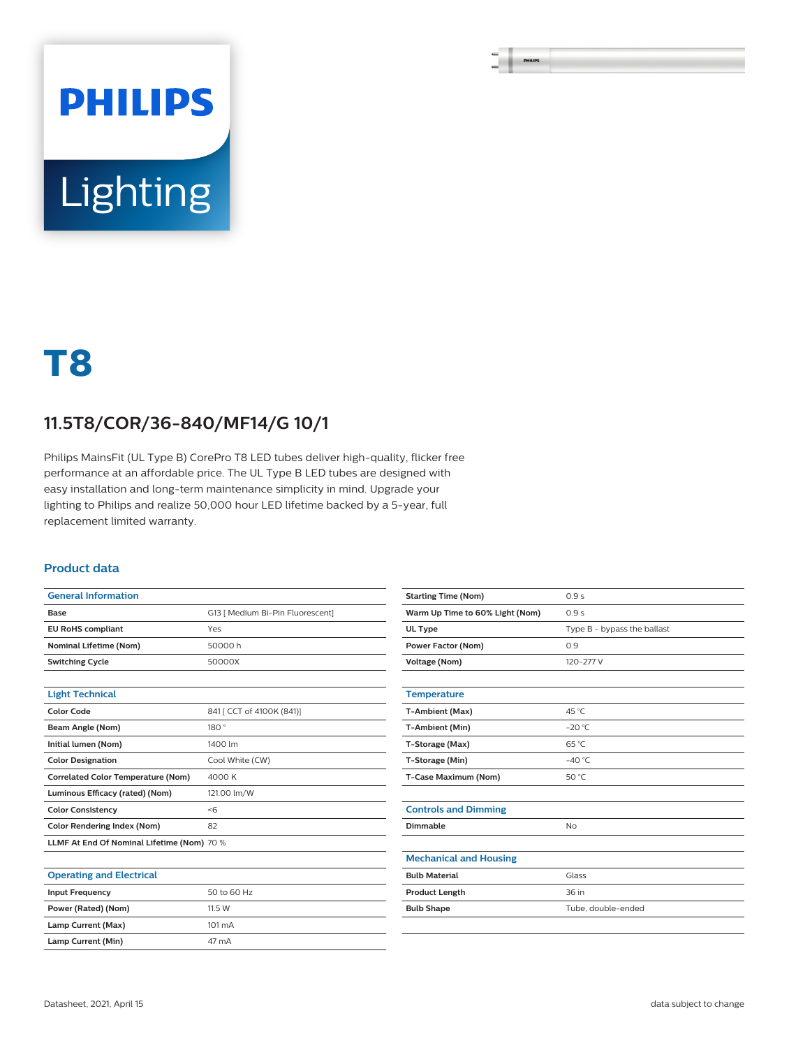PHILIPS

Lighting

# T8

## 11.5T8/COR/36-840/MF14/G 10/1

Philips MainsFit (UL Type B) CorePro T8 LED tubes deliver high-quality, flicker free performance at an affordable price. The UL Type B LED tubes are designed with easy installation and long-term maintenance simplicity in mind. Upgrade your lighting to Philips and realize 50,000 hour LED lifetime backed by a 5-year, full replacement limited warranty.

### Product data

| General Information | |
|---|---|
| **Base** | G13 [ Medium Bi-Pin Fluorescent] |
| **EU RoHS compliant** | Yes |
| **Nominal Lifetime (Nom)** | 50000 h |
| **Switching Cycle** | 50000X |

| Light Technical | |
|---|---|
| **Color Code** | 841 [ CCT of 4100K (841)] |
| **Beam Angle (Nom)** | 180 ° |
| **Initial lumen (Nom)** | 1400 lm |
| **Color Designation** | Cool White (CW) |
| **Correlated Color Temperature (Nom)** | 4000 K |
| **Luminous Efficacy (rated) (Nom)** | 121.00 lm/W |
| **Color Consistency** | <6 |
| **Color Rendering Index (Nom)** | 82 |
| **LLMF At End Of Nominal Lifetime (Nom)** | 70 % |

| Operating and Electrical | |
|---|---|
| **Input Frequency** | 50 to 60 Hz |
| **Power (Rated) (Nom)** | 11.5 W |
| **Lamp Current (Max)** | 101 mA |
| **Lamp Current (Min)** | 47 mA |
| **Starting Time (Nom)** | 0.9 s |
| **Warm Up Time to 60% Light (Nom)** | 0.9 s |
| **UL Type** | Type B - bypass the ballast |
| **Power Factor (Nom)** | 0.9 |
| **Voltage (Nom)** | 120-277 V |

| Temperature | |
|---|---|
| **T-Ambient (Max)** | 45 °C |
| **T-Ambient (Min)** | -20 °C |
| **T-Storage (Max)** | 65 °C |
| **T-Storage (Min)** | -40 °C |
| **T-Case Maximum (Nom)** | 50 °C |

| Controls and Dimming | |
|---|---|
| **Dimmable** | No |

| Mechanical and Housing | |
|---|---|
| **Bulb Material** | Glass |
| **Product Length** | 36 in |
| **Bulb Shape** | Tube, double-ended |

Datasheet, 2021, April 15 data subject to change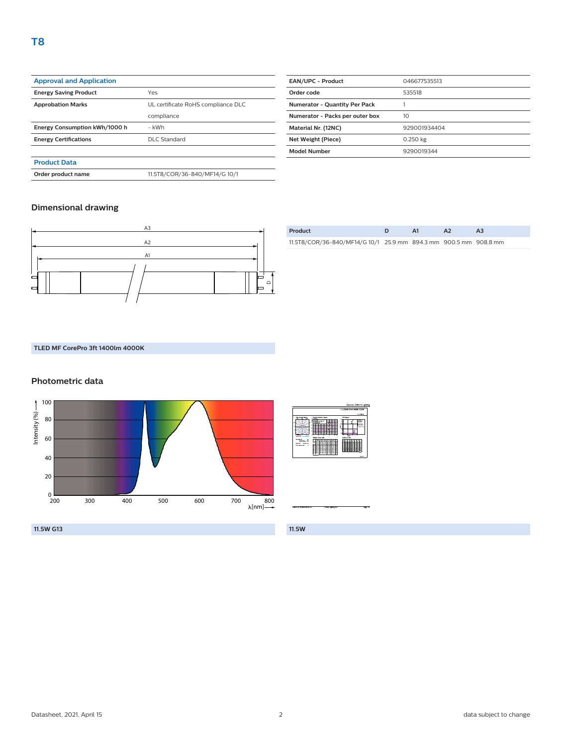# T8

| Approval and Application | |
|---|---|
| Energy Saving Product | Yes |
| Approbation Marks | UL certificate RoHS compliance DLC compliance |
| Energy Consumption kWh/1000 h | - kWh |
| Energy Certifications | DLC Standard |

| Product Data | |
|---|---|
| Order product name | 11.5T8/COR/36-840/MF14/G 10/1 |

| EAN/UPC - Product | 046677535513 |
|---|---|
| Order code | 535518 |
| Numerator - Quantity Per Pack | 1 |
| Numerator - Packs per outer box | 10 |
| Material Nr. (12NC) | 929001934404 |
| Net Weight (Piece) | 0.250 kg |
| Model Number | 9290019344 |

## Dimensional drawing

| Product | D | A1 | A2 | A3 |
|---|---|---|---|---|
| 11.5T8/COR/36-840/MF14/G 10/1 | 25.9 mm | 894.3 mm | 900.5 mm | 908.8 mm |

**TLED MF CorePro 3ft 1400lm 4000K**

## Photometric data

**11.5W G13**

**11.5W**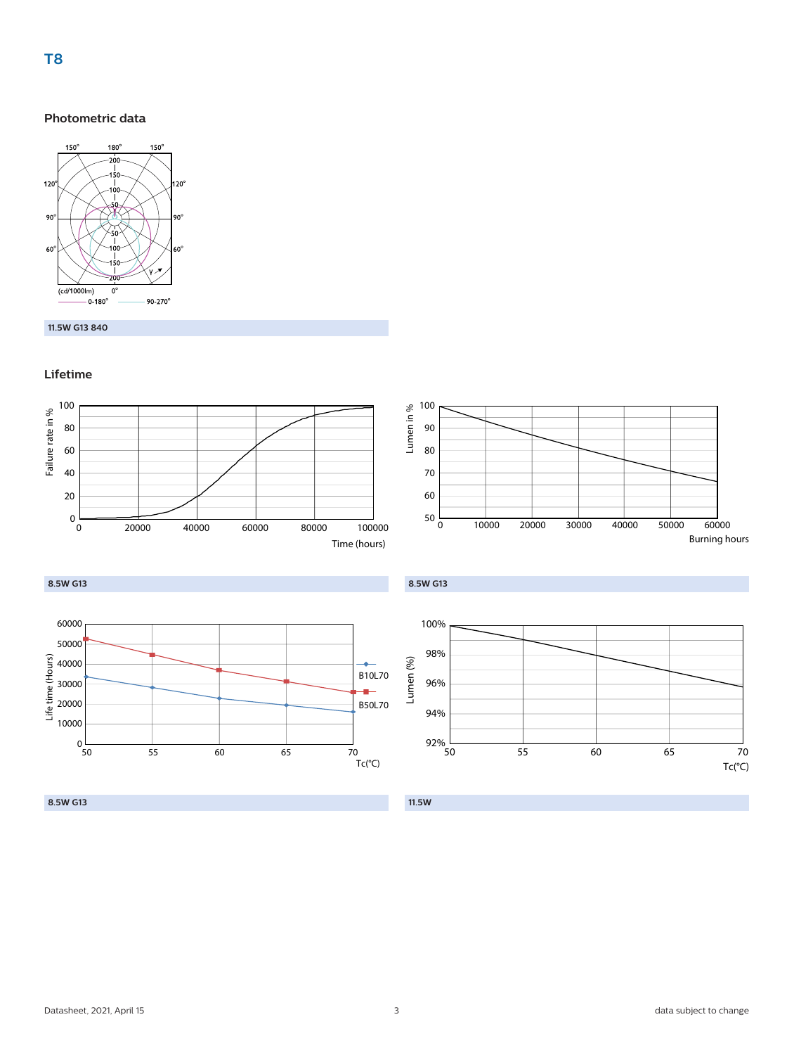**T8**

## Photometric data

11.5W G13 840

## Lifetime

8.5W G13

8.5W G13

8.5W G13

11.5W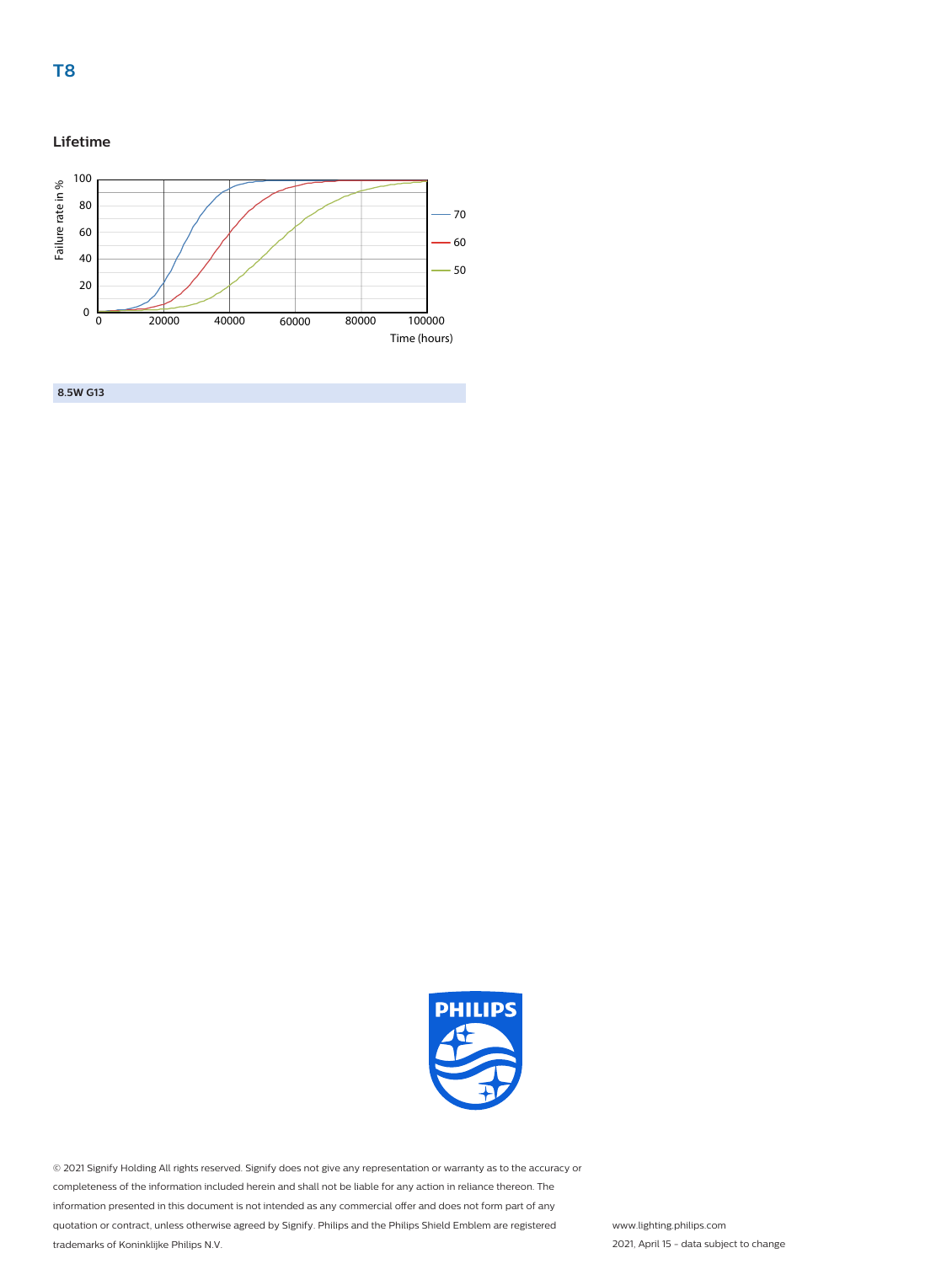# T8

## Lifetime

Failure rate in %

100
80
60
40
20
0

0
20000
40000
60000
80000
100000

Time (hours)

70
60
50

**8.5W G13**

© 2021 Signify Holding All rights reserved. Signify does not give any representation or warranty as to the accuracy or completeness of the information included herein and shall not be liable for any action in reliance thereon. The information presented in this document is not intended as any commercial offer and does not form part of any quotation or contract, unless otherwise agreed by Signify. Philips and the Philips Shield Emblem are registered trademarks of Koninklijke Philips N.V.

www.lighting.philips.com

2021, April 15 - data subject to change